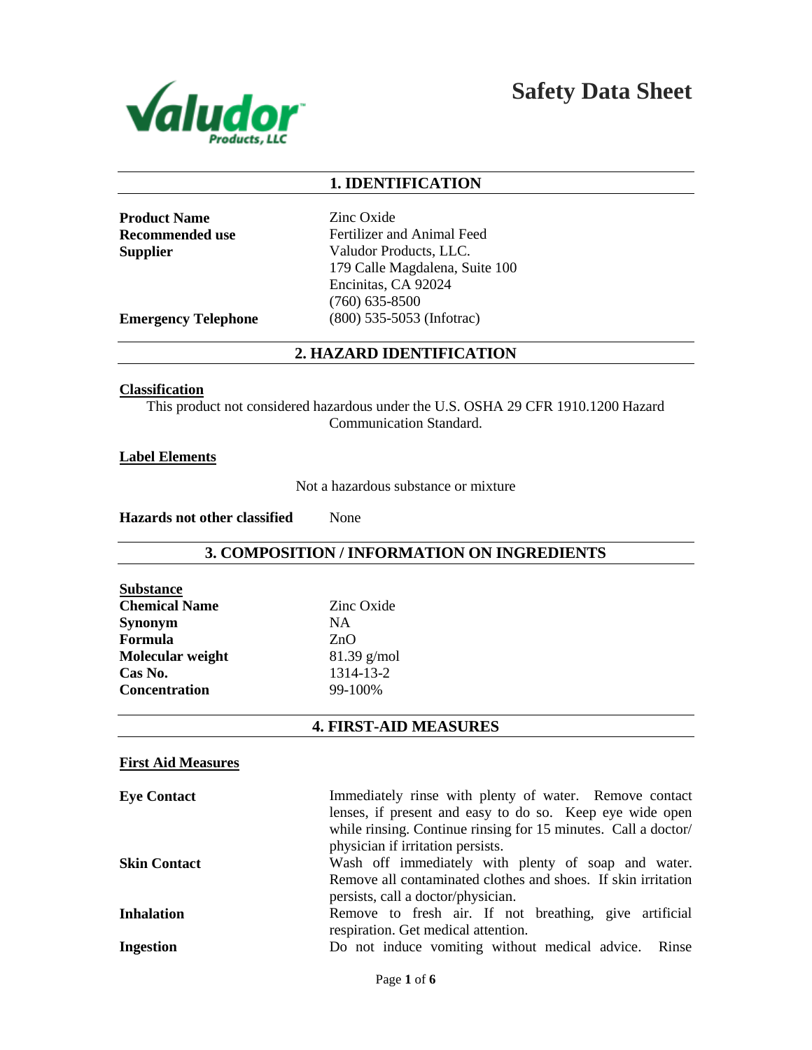# Safety Data Sheet

## 1. IDENTIFICATION

| | |
|---|---|
| **Product Name** | Zinc Oxide |
| **Recommended use** | Fertilizer and Animal Feed |
| **Supplier** | Valudor Products, LLC.<br>179 Calle Magdalena, Suite 100<br>Encinitas, CA 92024<br>(760) 635-8500 |
| **Emergency Telephone** | (800) 535-5053 (Infotrac) |

## 2. HAZARD IDENTIFICATION

**Classification**

This product not considered hazardous under the U.S. OSHA 29 CFR 1910.1200 Hazard Communication Standard.

**Label Elements**

Not a hazardous substance or mixture

**Hazards not other classified** None

## 3. COMPOSITION / INFORMATION ON INGREDIENTS

**Substance**

| | |
|---|---|
| **Chemical Name** | Zinc Oxide |
| **Synonym** | NA |
| **Formula** | $ZnO$ |
| **Molecular weight** | 81.39 g/mol |
| **Cas No.** | 1314-13-2 |
| **Concentration** | 99-100% |

## 4. FIRST-AID MEASURES

**First Aid Measures**

| | |
|---|---|
| **Eye Contact** | Immediately rinse with plenty of water. Remove contact lenses, if present and easy to do so. Keep eye wide open while rinsing. Continue rinsing for 15 minutes. Call a doctor/ physician if irritation persists. |
| **Skin Contact** | Wash off immediately with plenty of soap and water. Remove all contaminated clothes and shoes. If skin irritation persists, call a doctor/physician. |
| **Inhalation** | Remove to fresh air. If not breathing, give artificial respiration. Get medical attention. |
| **Ingestion** | Do not induce vomiting without medical advice. Rinse |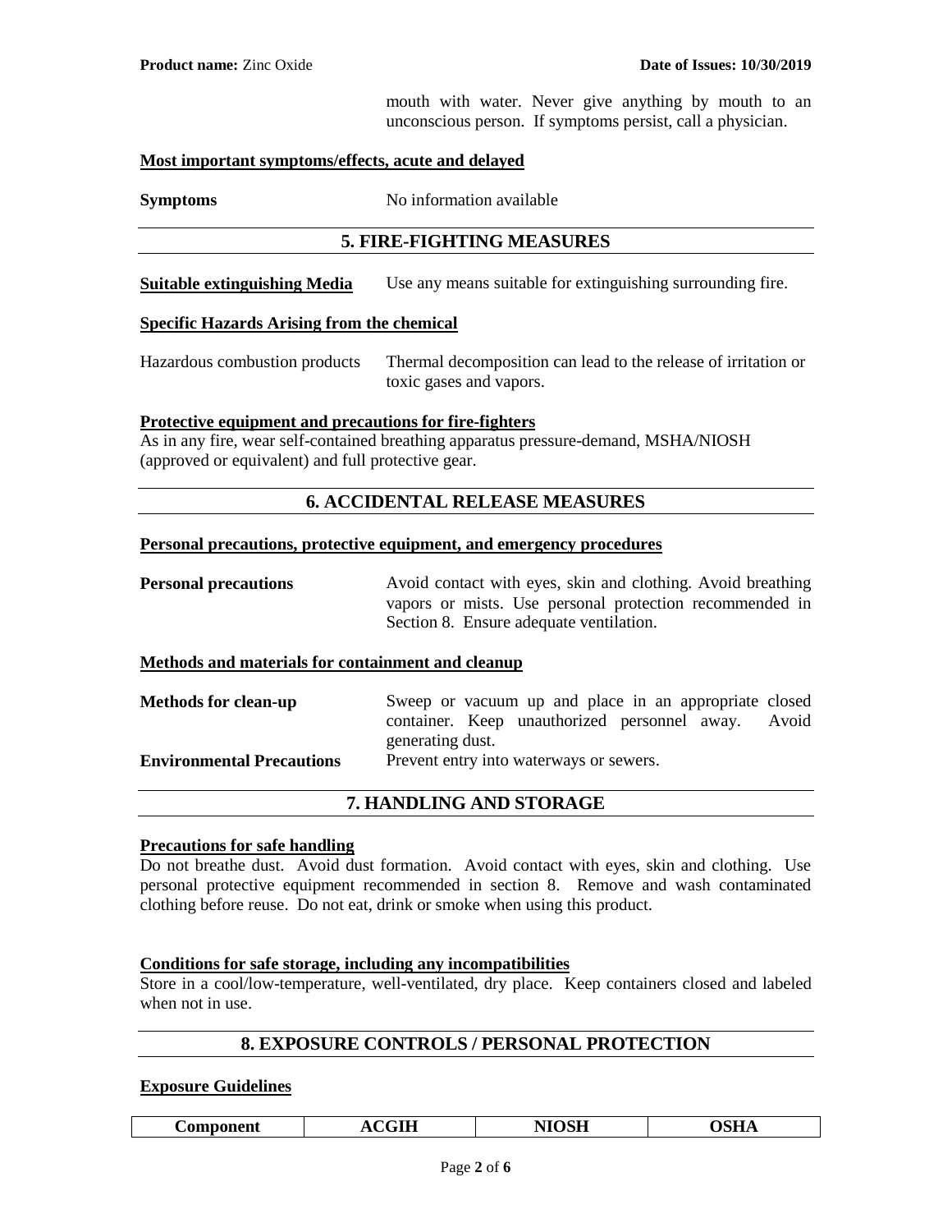mouth with water. Never give anything by mouth to an unconscious person. If symptoms persist, call a physician.

**Most important symptoms/effects, acute and delayed**

**Symptoms** No information available

## 5. FIRE-FIGHTING MEASURES

**Suitable extinguishing Media** Use any means suitable for extinguishing surrounding fire.

**Specific Hazards Arising from the chemical**

Hazardous combustion products Thermal decomposition can lead to the release of irritation or toxic gases and vapors.

**Protective equipment and precautions for fire-fighters**
As in any fire, wear self-contained breathing apparatus pressure-demand, MSHA/NIOSH (approved or equivalent) and full protective gear.

## 6. ACCIDENTAL RELEASE MEASURES

**Personal precautions, protective equipment, and emergency procedures**

**Personal precautions** Avoid contact with eyes, skin and clothing. Avoid breathing vapors or mists. Use personal protection recommended in Section 8. Ensure adequate ventilation.

**Methods and materials for containment and cleanup**

**Methods for clean-up** Sweep or vacuum up and place in an appropriate closed container. Keep unauthorized personnel away. Avoid generating dust.

**Environmental Precautions** Prevent entry into waterways or sewers.

## 7. HANDLING AND STORAGE

**Precautions for safe handling**
Do not breathe dust. Avoid dust formation. Avoid contact with eyes, skin and clothing. Use personal protective equipment recommended in section 8. Remove and wash contaminated clothing before reuse. Do not eat, drink or smoke when using this product.

**Conditions for safe storage, including any incompatibilities**
Store in a cool/low-temperature, well-ventilated, dry place. Keep containers closed and labeled when not in use.

## 8. EXPOSURE CONTROLS / PERSONAL PROTECTION

**Exposure Guidelines**

| Component | ACGIH | NIOSH | OSHA |
|---|---|---|---|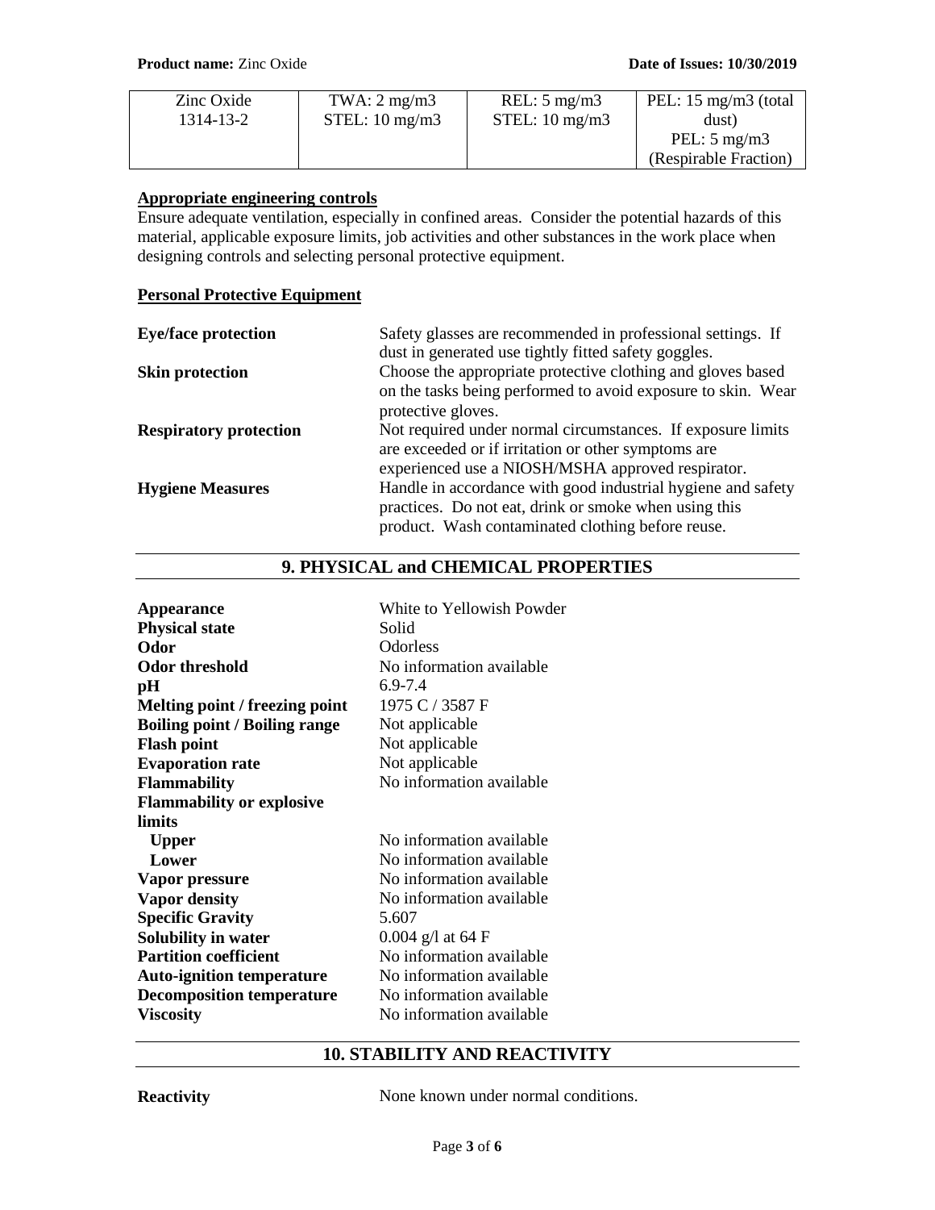| | | | |
|---|---|---|---|
| Zinc Oxide<br>1314-13-2 | TWA: 2 mg/m3<br>STEL: 10 mg/m3 | REL: 5 mg/m3<br>STEL: 10 mg/m3 | PEL: 15 mg/m3 (total dust)<br>PEL: 5 mg/m3 (Respirable Fraction) |

**Appropriate engineering controls**

Ensure adequate ventilation, especially in confined areas. Consider the potential hazards of this material, applicable exposure limits, job activities and other substances in the work place when designing controls and selecting personal protective equipment.

**Personal Protective Equipment**

| | |
|---|---|
| **Eye/face protection** | Safety glasses are recommended in professional settings. If dust in generated use tightly fitted safety goggles. |
| **Skin protection** | Choose the appropriate protective clothing and gloves based on the tasks being performed to avoid exposure to skin. Wear protective gloves. |
| **Respiratory protection** | Not required under normal circumstances. If exposure limits are exceeded or if irritation or other symptoms are experienced use a NIOSH/MSHA approved respirator. |
| **Hygiene Measures** | Handle in accordance with good industrial hygiene and safety practices. Do not eat, drink or smoke when using this product. Wash contaminated clothing before reuse. |

## 9. PHYSICAL and CHEMICAL PROPERTIES

| | |
|---|---|
| **Appearance** | White to Yellowish Powder |
| **Physical state** | Solid |
| **Odor** | Odorless |
| **Odor threshold** | No information available |
| **pH** | 6.9-7.4 |
| **Melting point / freezing point** | 1975 C / 3587 F |
| **Boiling point / Boiling range** | Not applicable |
| **Flash point** | Not applicable |
| **Evaporation rate** | Not applicable |
| **Flammability** | No information available |
| **Flammability or explosive limits** | |
| **Upper** | No information available |
| **Lower** | No information available |
| **Vapor pressure** | No information available |
| **Vapor density** | No information available |
| **Specific Gravity** | 5.607 |
| **Solubility in water** | 0.004 g/l at 64 F |
| **Partition coefficient** | No information available |
| **Auto-ignition temperature** | No information available |
| **Decomposition temperature** | No information available |
| **Viscosity** | No information available |

## 10. STABILITY AND REACTIVITY

| | |
|---|---|
| **Reactivity** | None known under normal conditions. |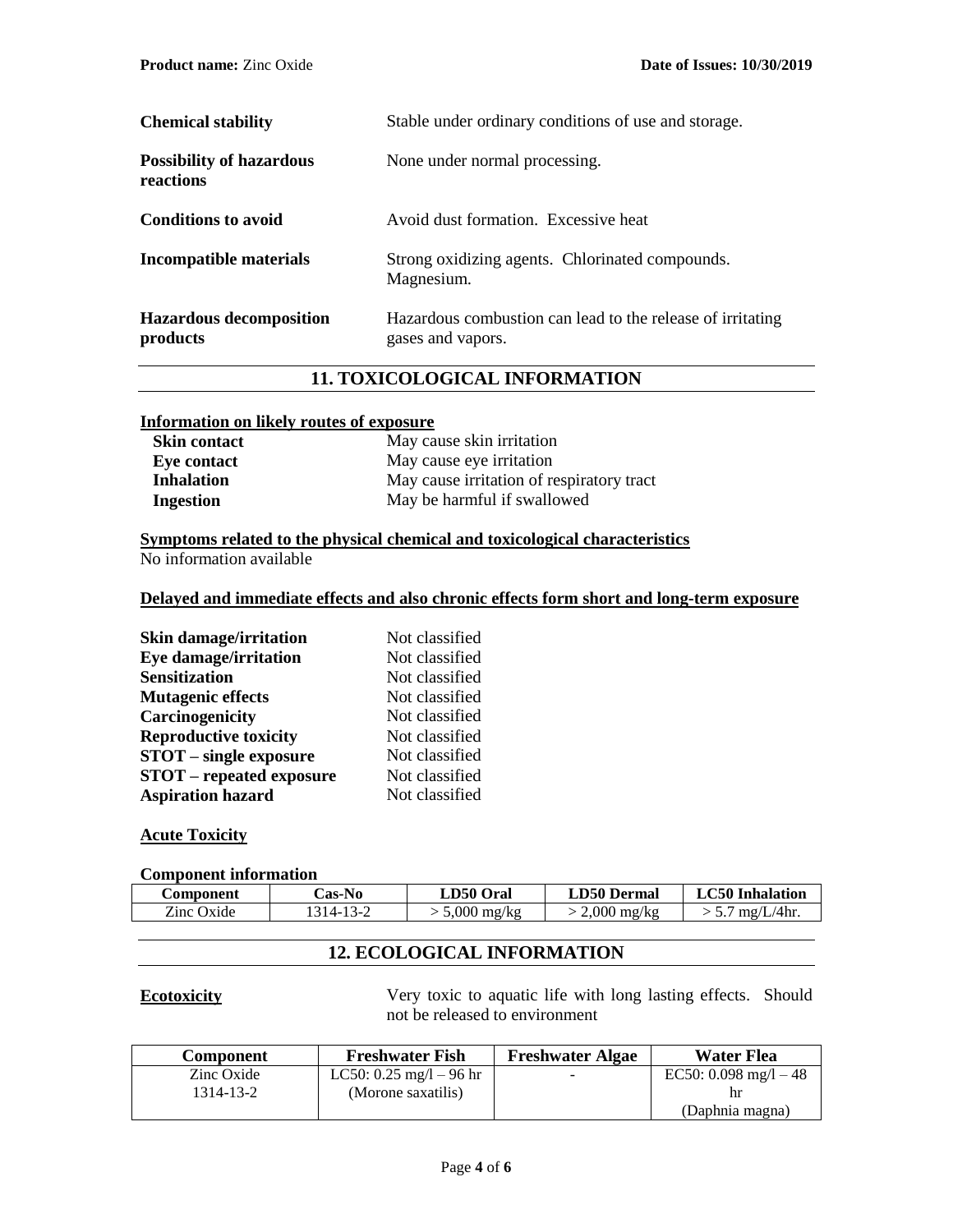| | |
|---|---|
| **Chemical stability** | Stable under ordinary conditions of use and storage. |
| **Possibility of hazardous reactions** | None under normal processing. |
| **Conditions to avoid** | Avoid dust formation. Excessive heat |
| **Incompatible materials** | Strong oxidizing agents. Chlorinated compounds. Magnesium. |
| **Hazardous decomposition products** | Hazardous combustion can lead to the release of irritating gases and vapors. |

## 11. TOXICOLOGICAL INFORMATION

**Information on likely routes of exposure**

| | |
|---|---|
| **Skin contact** | May cause skin irritation |
| **Eye contact** | May cause eye irritation |
| **Inhalation** | May cause irritation of respiratory tract |
| **Ingestion** | May be harmful if swallowed |

**Symptoms related to the physical chemical and toxicological characteristics**

No information available

**Delayed and immediate effects and also chronic effects form short and long-term exposure**

| | |
|---|---|
| **Skin damage/irritation** | Not classified |
| **Eye damage/irritation** | Not classified |
| **Sensitization** | Not classified |
| **Mutagenic effects** | Not classified |
| **Carcinogenicity** | Not classified |
| **Reproductive toxicity** | Not classified |
| **STOT – single exposure** | Not classified |
| **STOT – repeated exposure** | Not classified |
| **Aspiration hazard** | Not classified |

**Acute Toxicity**

**Component information**

| Component | Cas-No | LD50 Oral | LD50 Dermal | LC50 Inhalation |
|---|---|---|---|---|
| Zinc Oxide | 1314-13-2 | > 5,000 mg/kg | > 2,000 mg/kg | > 5.7 mg/L/4hr. |

## 12. ECOLOGICAL INFORMATION

**Ecotoxicity** Very toxic to aquatic life with long lasting effects. Should not be released to environment

| Component | Freshwater Fish | Freshwater Algae | Water Flea |
|---|---|---|---|
| Zinc Oxide 1314-13-2 | LC50: 0.25 mg/l – 96 hr (Morone saxatilis) | - | EC50: 0.098 mg/l – 48 hr (Daphnia magna) |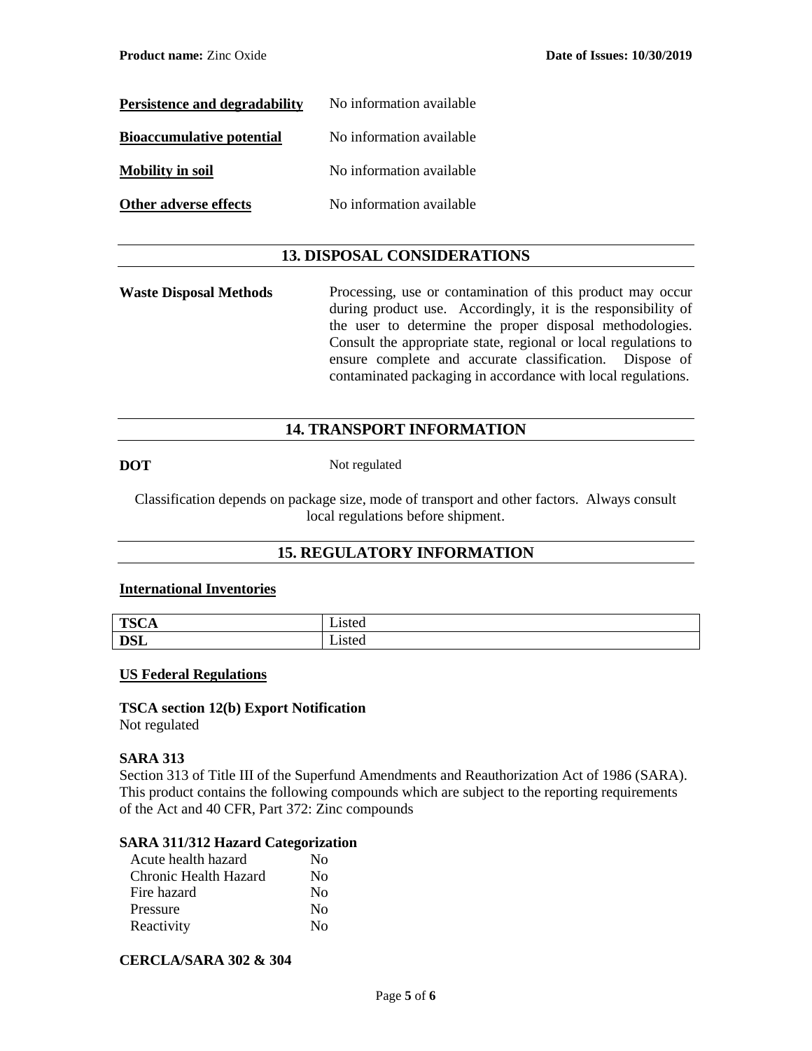**Persistence and degradability** No information available

**Bioaccumulative potential** No information available

**Mobility in soil** No information available

**Other adverse effects** No information available

## 13. DISPOSAL CONSIDERATIONS

**Waste Disposal Methods** Processing, use or contamination of this product may occur during product use. Accordingly, it is the responsibility of the user to determine the proper disposal methodologies. Consult the appropriate state, regional or local regulations to ensure complete and accurate classification. Dispose of contaminated packaging in accordance with local regulations.

## 14. TRANSPORT INFORMATION

**DOT** Not regulated

Classification depends on package size, mode of transport and other factors. Always consult local regulations before shipment.

## 15. REGULATORY INFORMATION

**International Inventories**

| | |
|---|---|
| **TSCA** | Listed |
| **DSL** | Listed |

**US Federal Regulations**

**TSCA section 12(b) Export Notification**
Not regulated

**SARA 313**
Section 313 of Title III of the Superfund Amendments and Reauthorization Act of 1986 (SARA). This product contains the following compounds which are subject to the reporting requirements of the Act and 40 CFR, Part 372: Zinc compounds

**SARA 311/312 Hazard Categorization**

| | |
|---|---|
| Acute health hazard | No |
| Chronic Health Hazard | No |
| Fire hazard | No |
| Pressure | No |
| Reactivity | No |

**CERCLA/SARA 302 & 304**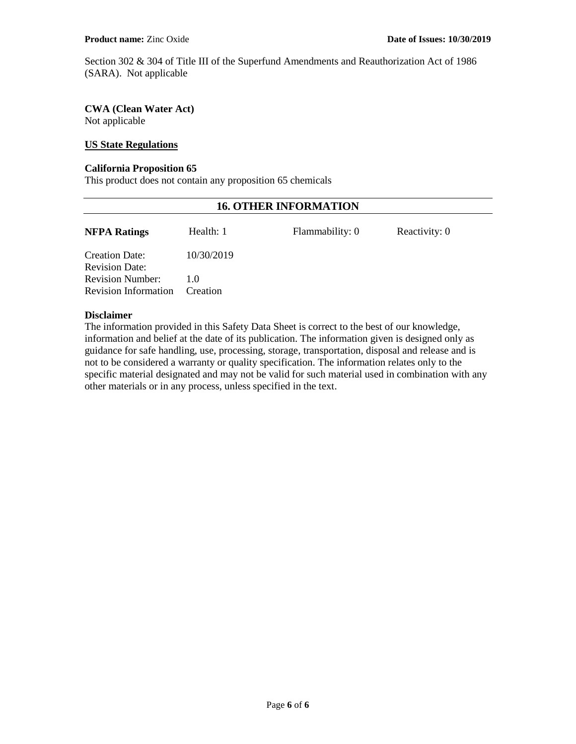Section 302 & 304 of Title III of the Superfund Amendments and Reauthorization Act of 1986 (SARA). Not applicable

**CWA (Clean Water Act)**
Not applicable

**US State Regulations**

**California Proposition 65**
This product does not contain any proposition 65 chemicals

## 16. OTHER INFORMATION

| | | | |
|---|---|---|---|
| **NFPA Ratings** | Health: 1 | Flammability: 0 | Reactivity: 0 |

| | |
|---|---|
| Creation Date: | 10/30/2019 |
| Revision Date: | |
| Revision Number: | 1.0 |
| Revision Information | Creation |

**Disclaimer**
The information provided in this Safety Data Sheet is correct to the best of our knowledge, information and belief at the date of its publication. The information given is designed only as guidance for safe handling, use, processing, storage, transportation, disposal and release and is not to be considered a warranty or quality specification. The information relates only to the specific material designated and may not be valid for such material used in combination with any other materials or in any process, unless specified in the text.